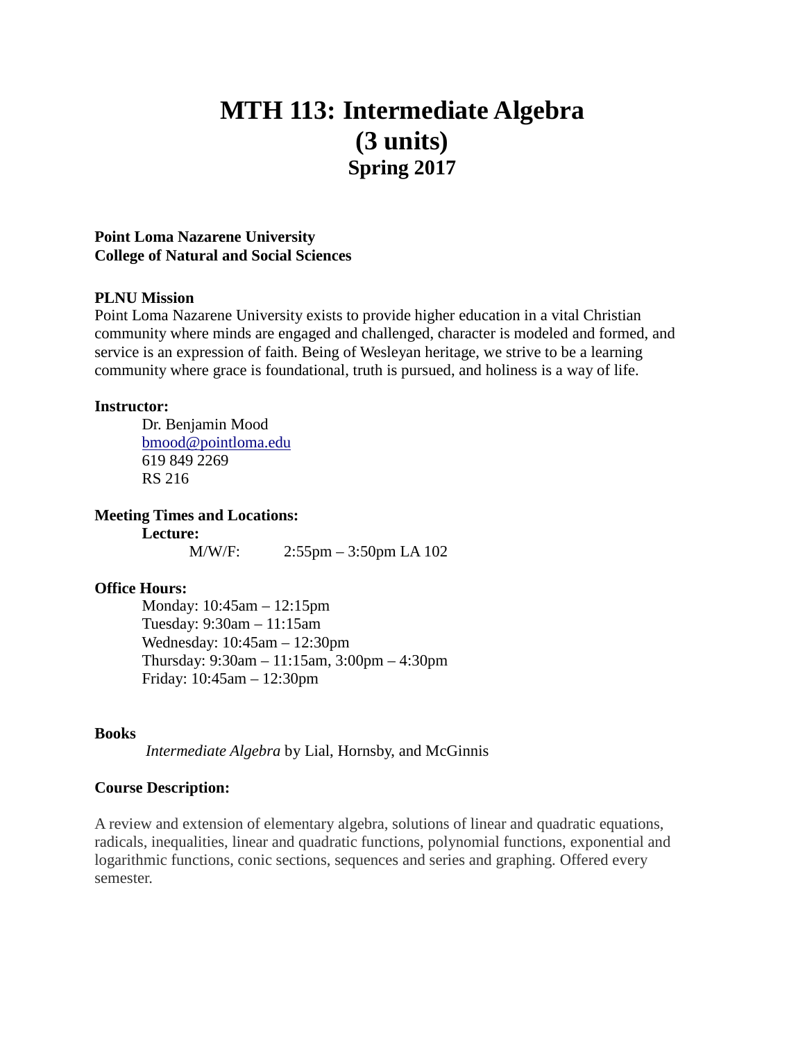# MTH 113: Intermediate Algebra (3 units)

## Spring 2017

**Point Loma Nazarene University**
**College of Natural and Social Sciences**

**PLNU Mission**

Point Loma Nazarene University exists to provide higher education in a vital Christian community where minds are engaged and challenged, character is modeled and formed, and service is an expression of faith. Being of Wesleyan heritage, we strive to be a learning community where grace is foundational, truth is pursued, and holiness is a way of life.

**Instructor:**

Dr. Benjamin Mood
bmood@pointloma.edu
619 849 2269
RS 216

**Meeting Times and Locations:**

**Lecture:**

M/W/F: 2:55pm – 3:50pm LA 102

**Office Hours:**

Monday: 10:45am – 12:15pm
Tuesday: 9:30am – 11:15am
Wednesday: 10:45am – 12:30pm
Thursday: 9:30am – 11:15am, 3:00pm – 4:30pm
Friday: 10:45am – 12:30pm

**Books**

*Intermediate Algebra* by Lial, Hornsby, and McGinnis

**Course Description:**

A review and extension of elementary algebra, solutions of linear and quadratic equations, radicals, inequalities, linear and quadratic functions, polynomial functions, exponential and logarithmic functions, conic sections, sequences and series and graphing. Offered every semester.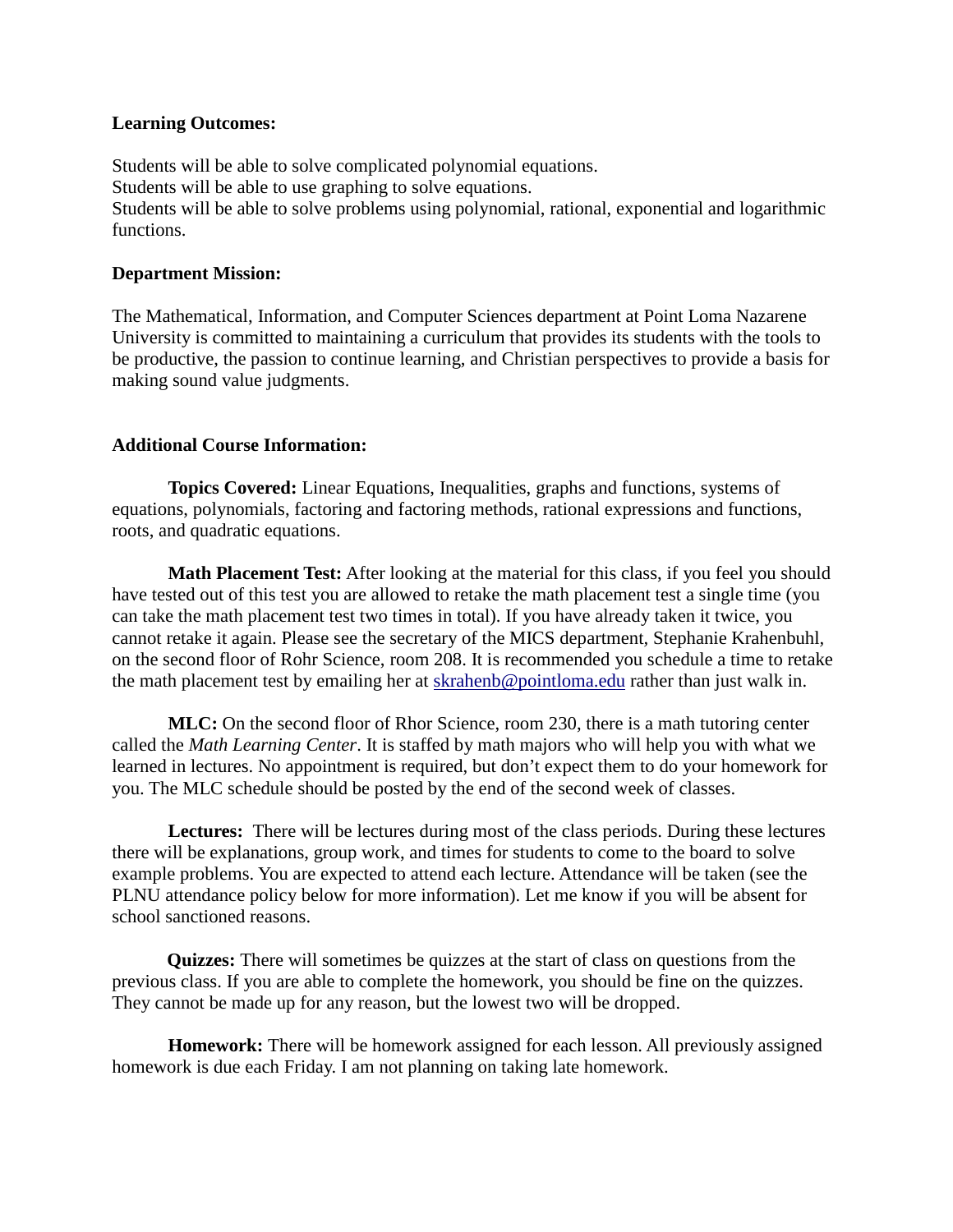**Learning Outcomes:**

Students will be able to solve complicated polynomial equations.
Students will be able to use graphing to solve equations.
Students will be able to solve problems using polynomial, rational, exponential and logarithmic functions.

**Department Mission:**

The Mathematical, Information, and Computer Sciences department at Point Loma Nazarene University is committed to maintaining a curriculum that provides its students with the tools to be productive, the passion to continue learning, and Christian perspectives to provide a basis for making sound value judgments.

**Additional Course Information:**

**Topics Covered:** Linear Equations, Inequalities, graphs and functions, systems of equations, polynomials, factoring and factoring methods, rational expressions and functions, roots, and quadratic equations.

**Math Placement Test:** After looking at the material for this class, if you feel you should have tested out of this test you are allowed to retake the math placement test a single time (you can take the math placement test two times in total). If you have already taken it twice, you cannot retake it again. Please see the secretary of the MICS department, Stephanie Krahenbuhl, on the second floor of Rohr Science, room 208. It is recommended you schedule a time to retake the math placement test by emailing her at skrahenb@pointloma.edu rather than just walk in.

**MLC:** On the second floor of Rhor Science, room 230, there is a math tutoring center called the *Math Learning Center*. It is staffed by math majors who will help you with what we learned in lectures. No appointment is required, but don't expect them to do your homework for you. The MLC schedule should be posted by the end of the second week of classes.

**Lectures:** There will be lectures during most of the class periods. During these lectures there will be explanations, group work, and times for students to come to the board to solve example problems. You are expected to attend each lecture. Attendance will be taken (see the PLNU attendance policy below for more information). Let me know if you will be absent for school sanctioned reasons.

**Quizzes:** There will sometimes be quizzes at the start of class on questions from the previous class. If you are able to complete the homework, you should be fine on the quizzes. They cannot be made up for any reason, but the lowest two will be dropped.

**Homework:** There will be homework assigned for each lesson. All previously assigned homework is due each Friday. I am not planning on taking late homework.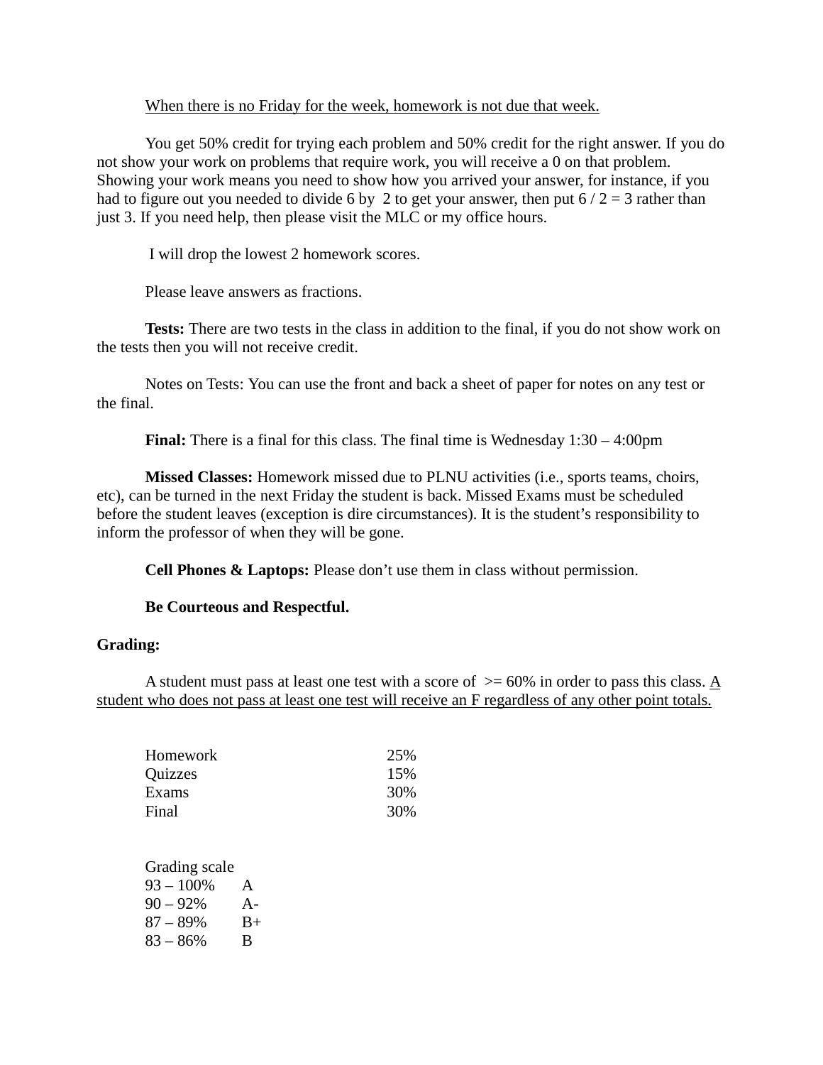<u>When there is no Friday for the week, homework is not due that week.</u>

You get 50% credit for trying each problem and 50% credit for the right answer. If you do not show your work on problems that require work, you will receive a 0 on that problem. Showing your work means you need to show how you arrived your answer, for instance, if you had to figure out you needed to divide 6 by 2 to get your answer, then put 6 / 2 = 3 rather than just 3. If you need help, then please visit the MLC or my office hours.

I will drop the lowest 2 homework scores.

Please leave answers as fractions.

**Tests:** There are two tests in the class in addition to the final, if you do not show work on the tests then you will not receive credit.

Notes on Tests: You can use the front and back a sheet of paper for notes on any test or the final.

**Final:** There is a final for this class. The final time is Wednesday 1:30 – 4:00pm

**Missed Classes:** Homework missed due to PLNU activities (i.e., sports teams, choirs, etc), can be turned in the next Friday the student is back. Missed Exams must be scheduled before the student leaves (exception is dire circumstances). It is the student's responsibility to inform the professor of when they will be gone.

**Cell Phones & Laptops:** Please don't use them in class without permission.

**Be Courteous and Respectful.**

**Grading:**

A student must pass at least one test with a score of >= 60% in order to pass this class. <u>A student who does not pass at least one test will receive an F regardless of any other point totals.</u>

| | |
|---|---|
| Homework | 25% |
| Quizzes | 15% |
| Exams | 30% |
| Final | 30% |

Grading scale

| | |
|---|---|
| 93 – 100% | A |
| 90 – 92% | A- |
| 87 – 89% | B+ |
| 83 – 86% | B |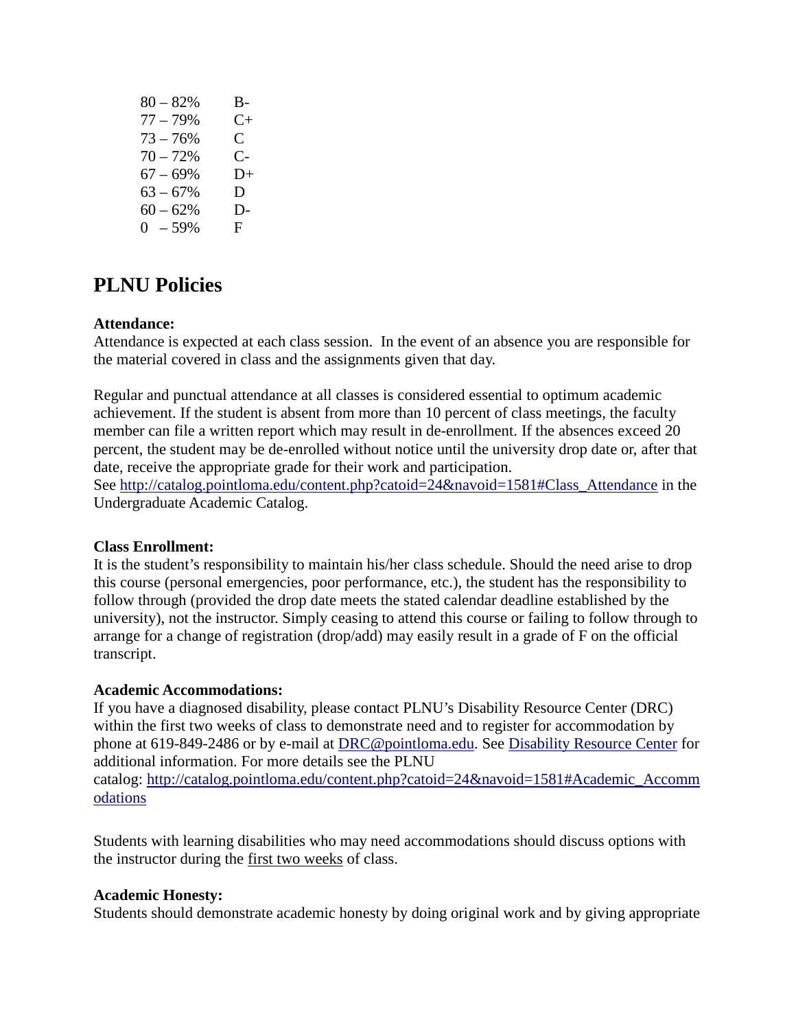| | |
|---|---|
| 80 – 82% | B- |
| 77 – 79% | C+ |
| 73 – 76% | C |
| 70 – 72% | C- |
| 67 – 69% | D+ |
| 63 – 67% | D |
| 60 – 62% | D- |
| 0 – 59% | F |

## PLNU Policies

**Attendance:**
Attendance is expected at each class session. In the event of an absence you are responsible for the material covered in class and the assignments given that day.

Regular and punctual attendance at all classes is considered essential to optimum academic achievement. If the student is absent from more than 10 percent of class meetings, the faculty member can file a written report which may result in de-enrollment. If the absences exceed 20 percent, the student may be de-enrolled without notice until the university drop date or, after that date, receive the appropriate grade for their work and participation.
See [http://catalog.pointloma.edu/content.php?catoid=24&navoid=1581#Class_Attendance](http://catalog.pointloma.edu/content.php?catoid=24&navoid=1581#Class_Attendance) in the Undergraduate Academic Catalog.

**Class Enrollment:**
It is the student's responsibility to maintain his/her class schedule. Should the need arise to drop this course (personal emergencies, poor performance, etc.), the student has the responsibility to follow through (provided the drop date meets the stated calendar deadline established by the university), not the instructor. Simply ceasing to attend this course or failing to follow through to arrange for a change of registration (drop/add) may easily result in a grade of F on the official transcript.

**Academic Accommodations:**
If you have a diagnosed disability, please contact PLNU's Disability Resource Center (DRC) within the first two weeks of class to demonstrate need and to register for accommodation by phone at 619-849-2486 or by e-mail at [DRC@pointloma.edu](mailto:DRC@pointloma.edu). See Disability Resource Center for additional information. For more details see the PLNU catalog: [http://catalog.pointloma.edu/content.php?catoid=24&navoid=1581#Academic_Accommodations](http://catalog.pointloma.edu/content.php?catoid=24&navoid=1581#Academic_Accommodations)

Students with learning disabilities who may need accommodations should discuss options with the instructor during the first two weeks of class.

**Academic Honesty:**
Students should demonstrate academic honesty by doing original work and by giving appropriate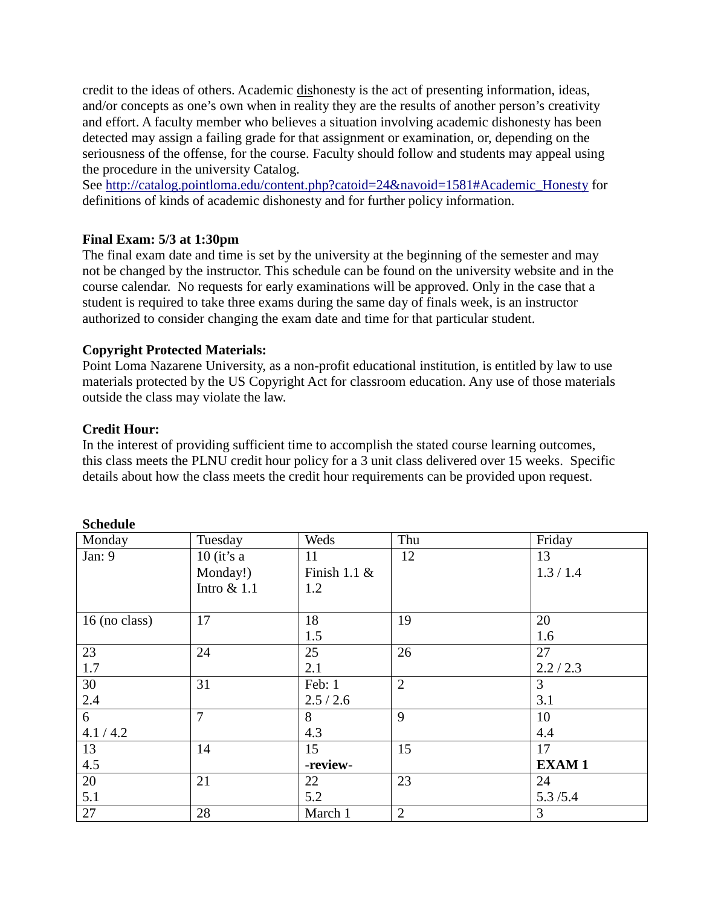credit to the ideas of others. Academic dishonesty is the act of presenting information, ideas, and/or concepts as one's own when in reality they are the results of another person's creativity and effort. A faculty member who believes a situation involving academic dishonesty has been detected may assign a failing grade for that assignment or examination, or, depending on the seriousness of the offense, for the course. Faculty should follow and students may appeal using the procedure in the university Catalog.
See http://catalog.pointloma.edu/content.php?catoid=24&navoid=1581#Academic_Honesty for definitions of kinds of academic dishonesty and for further policy information.

**Final Exam: 5/3 at 1:30pm**
The final exam date and time is set by the university at the beginning of the semester and may not be changed by the instructor. This schedule can be found on the university website and in the course calendar. No requests for early examinations will be approved. Only in the case that a student is required to take three exams during the same day of finals week, is an instructor authorized to consider changing the exam date and time for that particular student.

**Copyright Protected Materials:**
Point Loma Nazarene University, as a non-profit educational institution, is entitled by law to use materials protected by the US Copyright Act for classroom education. Any use of those materials outside the class may violate the law.

**Credit Hour:**
In the interest of providing sufficient time to accomplish the stated course learning outcomes, this class meets the PLNU credit hour policy for a 3 unit class delivered over 15 weeks. Specific details about how the class meets the credit hour requirements can be provided upon request.

**Schedule**

| Monday | Tuesday | Weds | Thu | Friday |
|---|---|---|---|---|
| Jan: 9 | 10 (it's a Monday!) Intro & 1.1 | 11 Finish 1.1 & 1.2 | 12 | 13 1.3 / 1.4 |
| 16 (no class) | 17 | 18 1.5 | 19 | 20 1.6 |
| 23 1.7 | 24 | 25 2.1 | 26 | 27 2.2 / 2.3 |
| 30 2.4 | 31 | Feb: 1 2.5 / 2.6 | 2 | 3 3.1 |
| 6 4.1 / 4.2 | 7 | 8 4.3 | 9 | 10 4.4 |
| 13 4.5 | 14 | 15 **-review-** | 15 | 17 **EXAM 1** |
| 20 5.1 | 21 | 22 5.2 | 23 | 24 5.3 /5.4 |
| 27 | 28 | March 1 | 2 | 3 |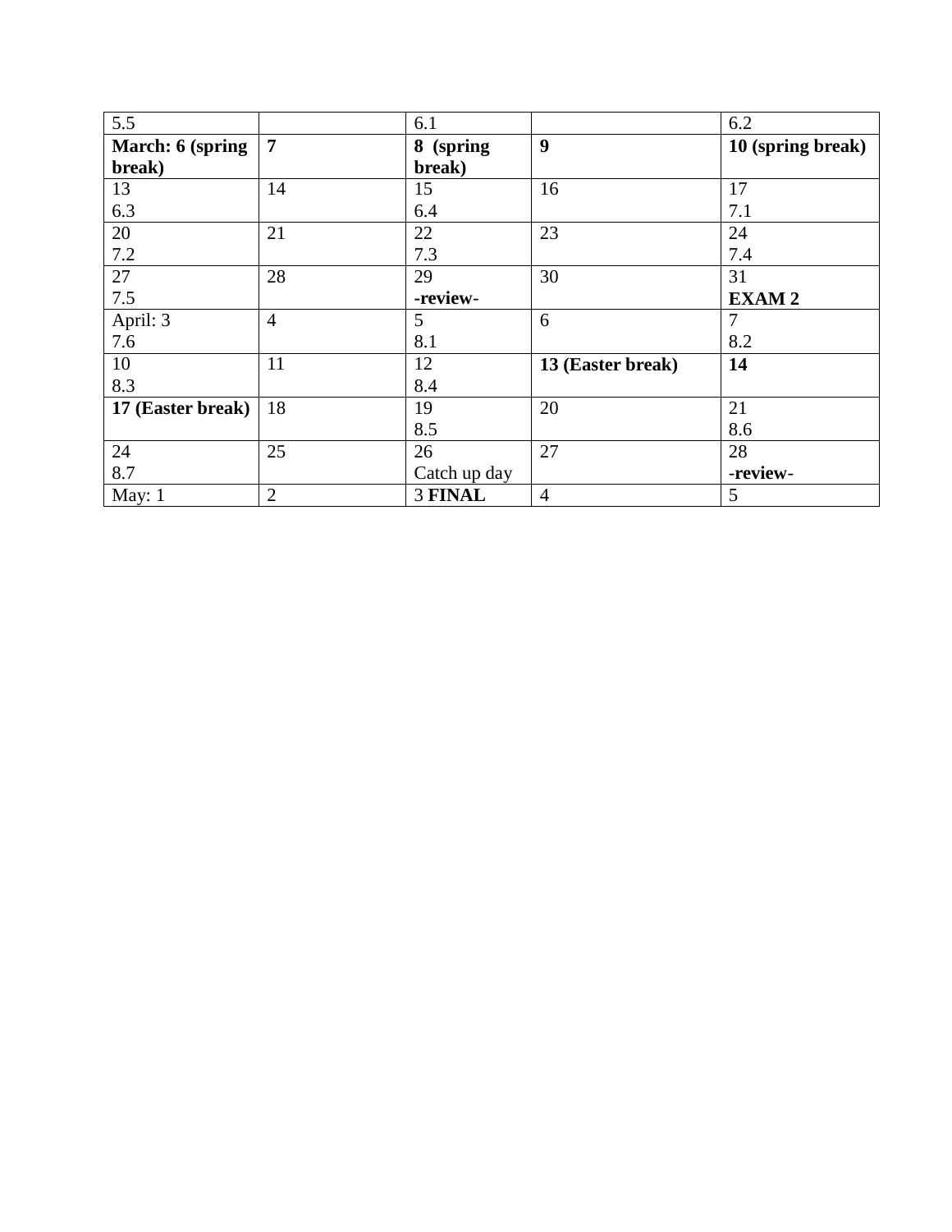| | | | | |
|---|---|---|---|---|
| 5.5 | | 6.1 | | 6.2 |
| **March: 6 (spring break)** | **7** | **8 (spring break)** | **9** | **10 (spring break)** |
| 13<br>6.3 | 14 | 15<br>6.4 | 16 | 17<br>7.1 |
| 20<br>7.2 | 21 | 22<br>7.3 | 23 | 24<br>7.4 |
| 27<br>7.5 | 28 | 29<br>**-review-** | 30 | 31<br>**EXAM 2** |
| April: 3<br>7.6 | 4 | 5<br>8.1 | 6 | 7<br>8.2 |
| 10<br>8.3 | 11 | 12<br>8.4 | **13 (Easter break)** | **14** |
| **17 (Easter break)** | 18 | 19<br>8.5 | 20 | 21<br>8.6 |
| 24<br>8.7 | 25 | 26<br>Catch up day | 27 | 28<br>**-review-** |
| May: 1 | 2 | 3 **FINAL** | 4 | 5 |